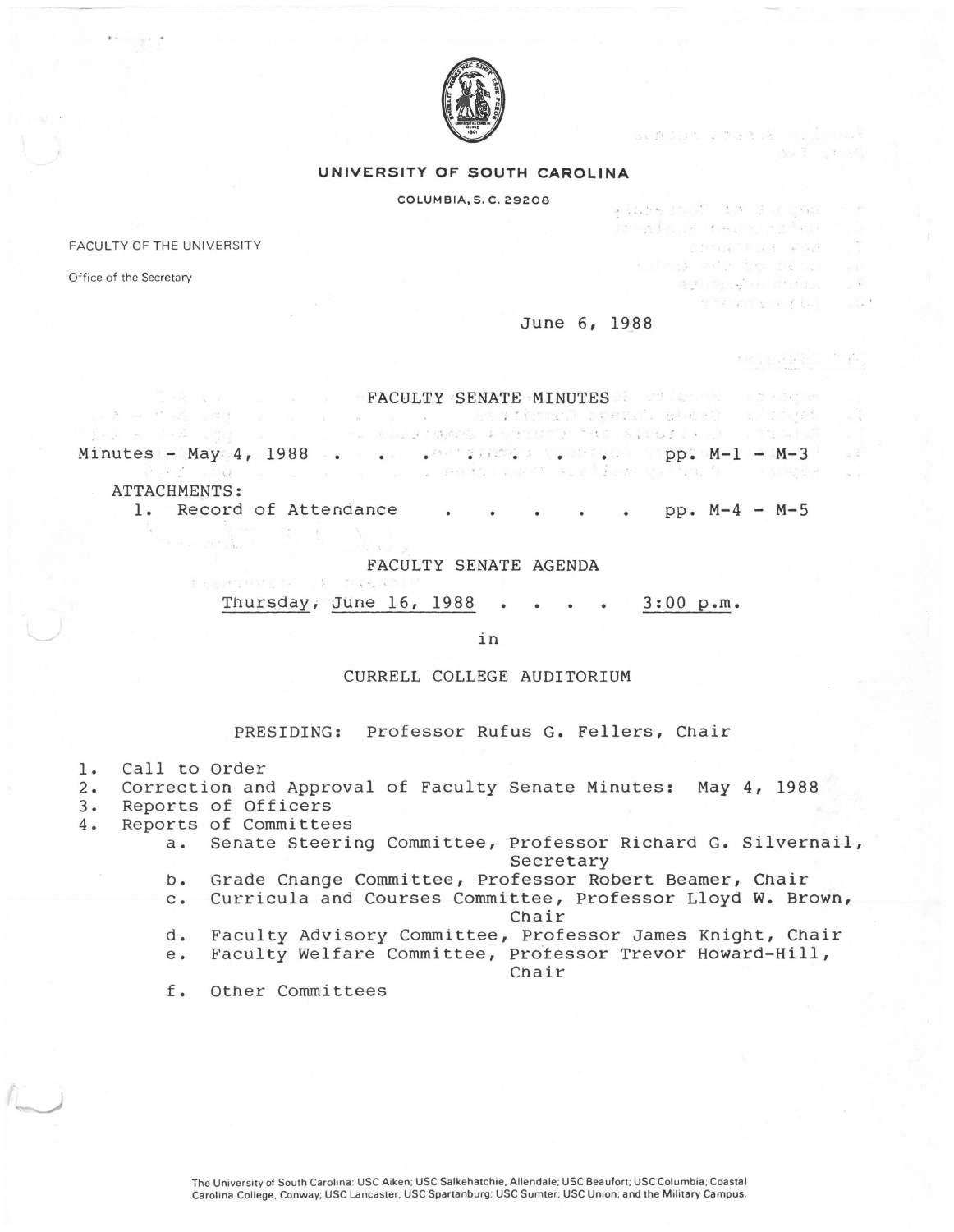# UNIVERSITY OF SOUTH CAROLINA

COLUMBIA, S. C. 29208

FACULTY OF THE UNIVERSITY

Office of the Secretary

June 6, 1988

## FACULTY SENATE MINUTES

Minutes - May 4, 1988 . . . . . . . pp. M-1 - M-3

ATTACHMENTS:

1. Record of Attendance . . . . . . pp. M-4 - M-5

## FACULTY SENATE AGENDA

Thursday, June 16, 1988 . . . . 3:00 p.m.

in

CURRELL COLLEGE AUDITORIUM

PRESIDING: Professor Rufus G. Fellers, Chair

1. Call to Order
2. Correction and Approval of Faculty Senate Minutes: May 4, 1988
3. Reports of Officers
4. Reports of Committees
    - a. Senate Steering Committee, Professor Richard G. Silvernail, Secretary
    - b. Grade Change Committee, Professor Robert Beamer, Chair
    - c. Curricula and Courses Committee, Professor Lloyd W. Brown, Chair
    - d. Faculty Advisory Committee, Professor James Knight, Chair
    - e. Faculty Welfare Committee, Professor Trevor Howard-Hill, Chair
    - f. Other Committees

The University of South Carolina: USC Aiken; USC Salkehatchie, Allendale; USC Beaufort; USC Columbia; Coastal Carolina College, Conway; USC Lancaster; USC Spartanburg; USC Sumter; USC Union; and the Military Campus.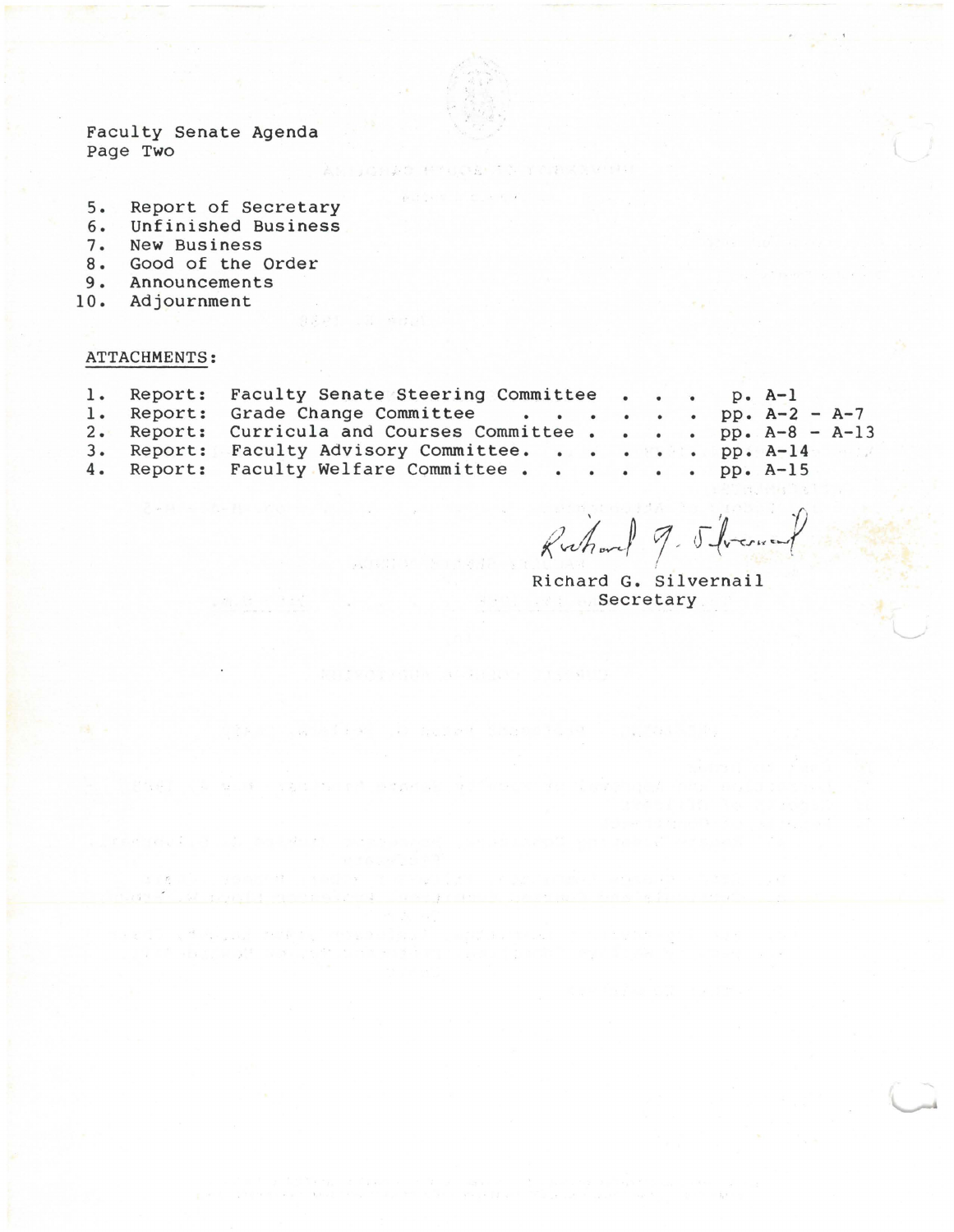Faculty Senate Agenda
Page Two

5. Report of Secretary
6. Unfinished Business
7. New Business
8. Good of the Order
9. Announcements
10. Adjournment

ATTACHMENTS:

| | | | |
|---|---|---|---|
| 1. | Report: | Faculty Senate Steering Committee . . . | p. A-1 |
| 1. | Report: | Grade Change Committee . . . . . . . | pp. A-2 - A-7 |
| 2. | Report: | Curricula and Courses Committee . . . . . | pp. A-8 - A-13 |
| 3. | Report: | Faculty Advisory Committee. . . . . . . | pp. A-14 |
| 4. | Report: | Faculty Welfare Committee . . . . . . . | pp. A-15 |

Richard G. Silvernail
Secretary